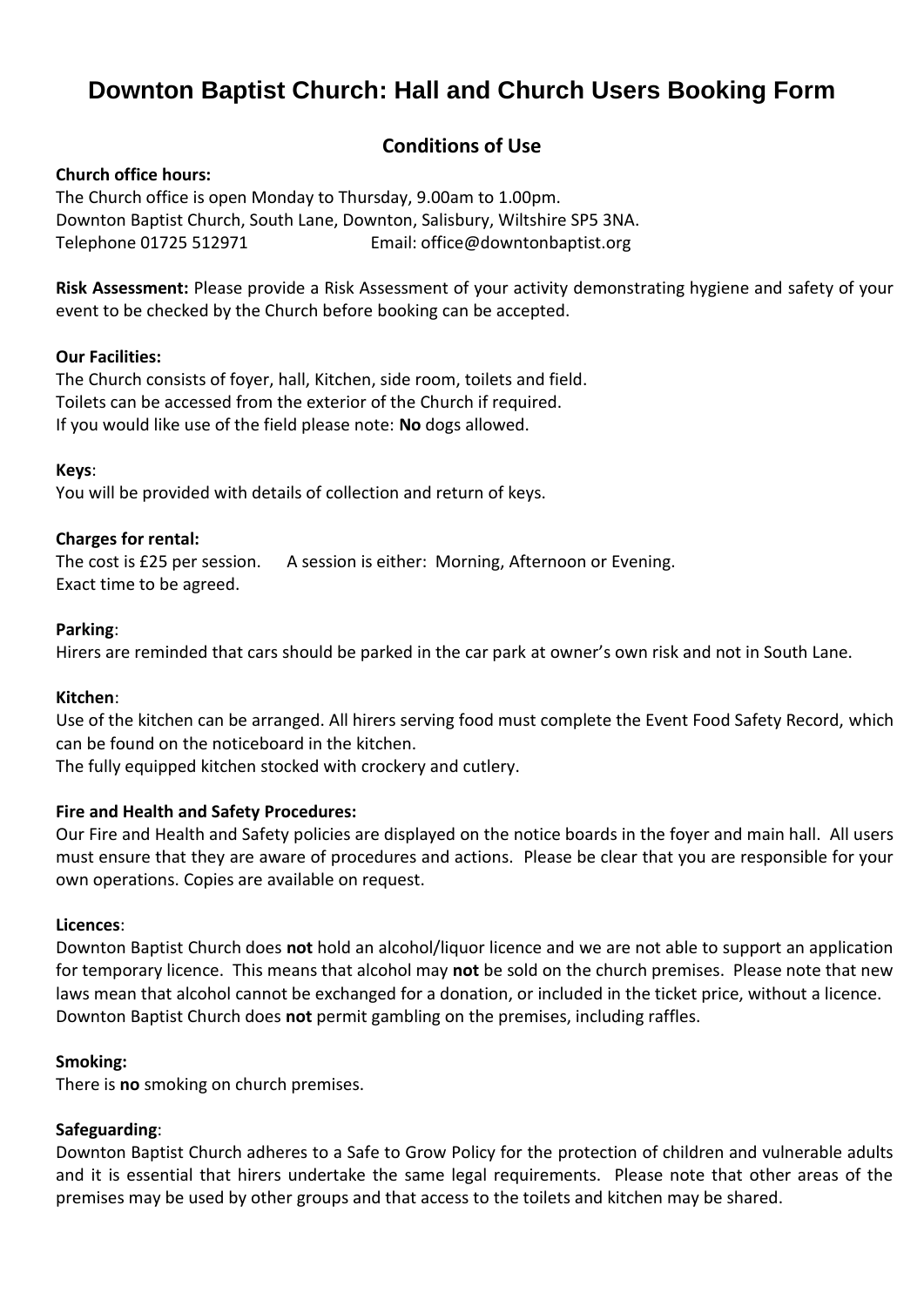# Downton Baptist Church: Hall and Church Users Booking Form

## Conditions of Use

**Church office hours:**

The Church office is open Monday to Thursday, 9.00am to 1.00pm.
Downton Baptist Church, South Lane, Downton, Salisbury, Wiltshire SP5 3NA.
Telephone 01725 512971 Email: office@downtonbaptist.org

**Risk Assessment:** Please provide a Risk Assessment of your activity demonstrating hygiene and safety of your event to be checked by the Church before booking can be accepted.

**Our Facilities:**

The Church consists of foyer, hall, Kitchen, side room, toilets and field.
Toilets can be accessed from the exterior of the Church if required.
If you would like use of the field please note: **No** dogs allowed.

**Keys**:

You will be provided with details of collection and return of keys.

**Charges for rental:**

The cost is £25 per session. A session is either: Morning, Afternoon or Evening.
Exact time to be agreed.

**Parking**:

Hirers are reminded that cars should be parked in the car park at owner's own risk and not in South Lane.

**Kitchen**:

Use of the kitchen can be arranged. All hirers serving food must complete the Event Food Safety Record, which can be found on the noticeboard in the kitchen.
The fully equipped kitchen stocked with crockery and cutlery.

**Fire and Health and Safety Procedures:**

Our Fire and Health and Safety policies are displayed on the notice boards in the foyer and main hall. All users must ensure that they are aware of procedures and actions. Please be clear that you are responsible for your own operations. Copies are available on request.

**Licences**:

Downton Baptist Church does **not** hold an alcohol/liquor licence and we are not able to support an application for temporary licence. This means that alcohol may **not** be sold on the church premises. Please note that new laws mean that alcohol cannot be exchanged for a donation, or included in the ticket price, without a licence.
Downton Baptist Church does **not** permit gambling on the premises, including raffles.

**Smoking:**

There is **no** smoking on church premises.

**Safeguarding**:

Downton Baptist Church adheres to a Safe to Grow Policy for the protection of children and vulnerable adults and it is essential that hirers undertake the same legal requirements. Please note that other areas of the premises may be used by other groups and that access to the toilets and kitchen may be shared.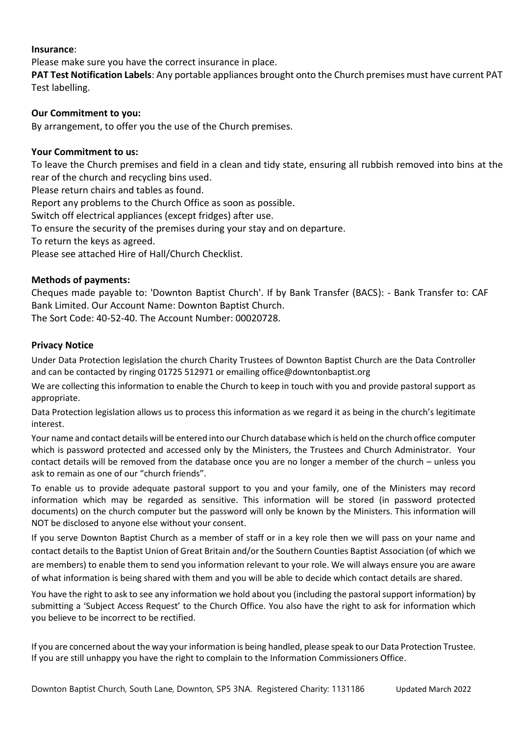**Insurance**:

Please make sure you have the correct insurance in place.

**PAT Test Notification Labels**: Any portable appliances brought onto the Church premises must have current PAT Test labelling.

**Our Commitment to you:**

By arrangement, to offer you the use of the Church premises.

**Your Commitment to us:**

To leave the Church premises and field in a clean and tidy state, ensuring all rubbish removed into bins at the rear of the church and recycling bins used.

Please return chairs and tables as found.

Report any problems to the Church Office as soon as possible.

Switch off electrical appliances (except fridges) after use.

To ensure the security of the premises during your stay and on departure.

To return the keys as agreed.

Please see attached Hire of Hall/Church Checklist.

**Methods of payments:**

Cheques made payable to: 'Downton Baptist Church'. If by Bank Transfer (BACS): - Bank Transfer to: CAF Bank Limited. Our Account Name: Downton Baptist Church.

The Sort Code: 40-52-40. The Account Number: 00020728.

**Privacy Notice**

Under Data Protection legislation the church Charity Trustees of Downton Baptist Church are the Data Controller and can be contacted by ringing 01725 512971 or emailing office@downtonbaptist.org

We are collecting this information to enable the Church to keep in touch with you and provide pastoral support as appropriate.

Data Protection legislation allows us to process this information as we regard it as being in the church's legitimate interest.

Your name and contact details will be entered into our Church database which is held on the church office computer which is password protected and accessed only by the Ministers, the Trustees and Church Administrator. Your contact details will be removed from the database once you are no longer a member of the church – unless you ask to remain as one of our "church friends".

To enable us to provide adequate pastoral support to you and your family, one of the Ministers may record information which may be regarded as sensitive. This information will be stored (in password protected documents) on the church computer but the password will only be known by the Ministers. This information will NOT be disclosed to anyone else without your consent.

If you serve Downton Baptist Church as a member of staff or in a key role then we will pass on your name and contact details to the Baptist Union of Great Britain and/or the Southern Counties Baptist Association (of which we are members) to enable them to send you information relevant to your role. We will always ensure you are aware of what information is being shared with them and you will be able to decide which contact details are shared.

You have the right to ask to see any information we hold about you (including the pastoral support information) by submitting a 'Subject Access Request' to the Church Office. You also have the right to ask for information which you believe to be incorrect to be rectified.

If you are concerned about the way your information is being handled, please speak to our Data Protection Trustee. If you are still unhappy you have the right to complain to the Information Commissioners Office.

Downton Baptist Church, South Lane, Downton, SP5 3NA. Registered Charity: 1131186 Updated March 2022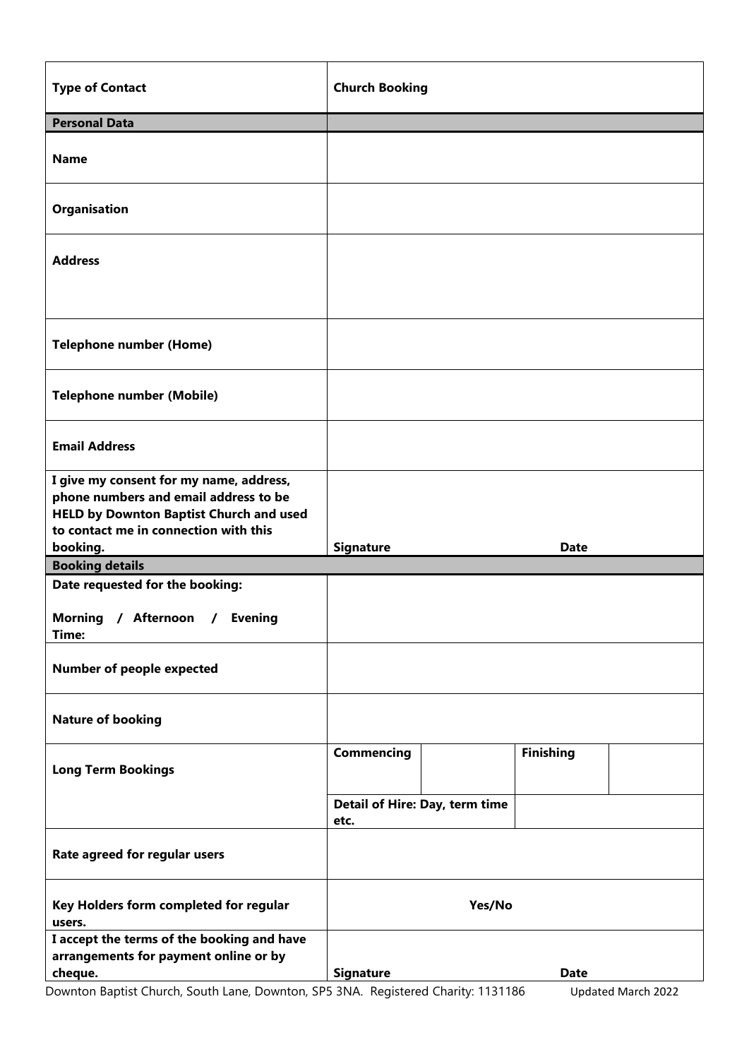| **Type of Contact** | **Church Booking** | | |
|---|---|---|---|
| **Personal Data** | | | |
| **Name** | | | |
| **Organisation** | | | |
| **Address** | | | |
| **Telephone number (Home)** | | | |
| **Telephone number (Mobile)** | | | |
| **Email Address** | | | |
| **I give my consent for my name, address, phone numbers and email address to be HELD by Downton Baptist Church and used to contact me in connection with this booking.** | **Signature** | **Date** | |
| **Booking details** | | | |
| **Date requested for the booking:**<br><br>**Morning / Afternoon / Evening**<br>**Time:** | | | |
| **Number of people expected** | | | |
| **Nature of booking** | | | |
| **Long Term Bookings** | **Commencing** | **Finishing** | |
| | **Detail of Hire: Day, term time etc.** | | |
| **Rate agreed for regular users** | | | |
| **Key Holders form completed for regular users.** | **Yes/No** | | |
| **I accept the terms of the booking and have arrangements for payment online or by cheque.** | **Signature** | **Date** | |

Downton Baptist Church, South Lane, Downton, SP5 3NA. Registered Charity: 1131186 Updated March 2022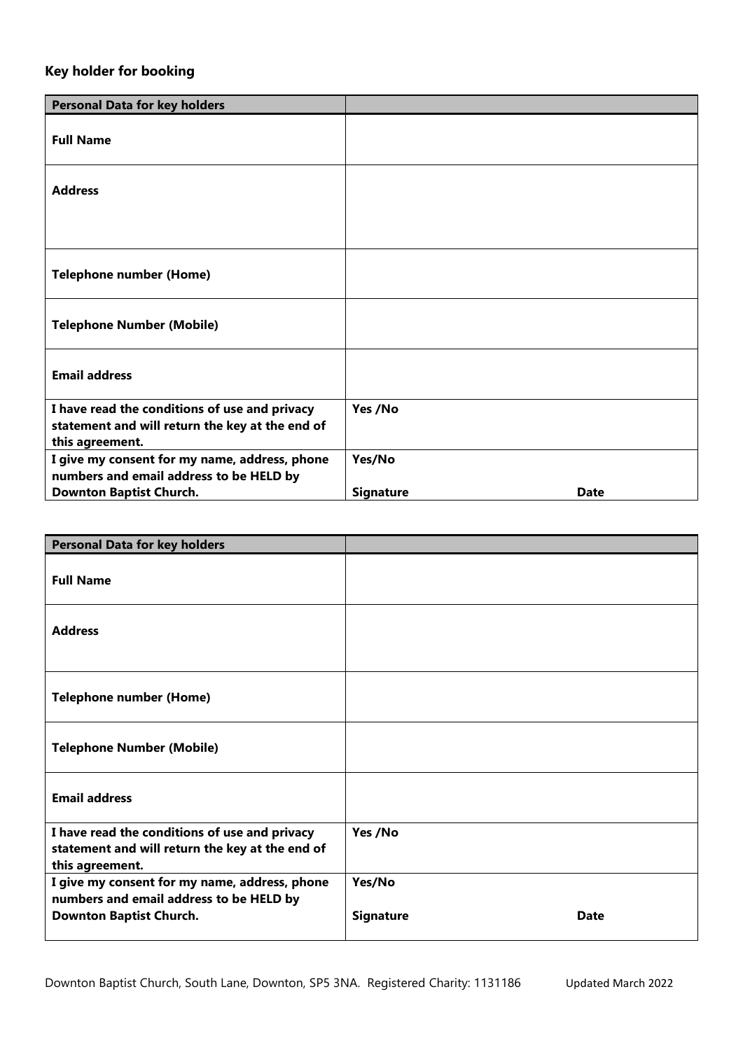### Key holder for booking

| Personal Data for key holders | | |
|---|---|---|
| **Full Name** | | |
| **Address** | | |
| **Telephone number (Home)** | | |
| **Telephone Number (Mobile)** | | |
| **Email address** | | |
| **I have read the conditions of use and privacy statement and will return the key at the end of this agreement.** | **Yes /No** | |
| **I give my consent for my name, address, phone numbers and email address to be HELD by Downton Baptist Church.** | **Yes/No**<br><br>**Signature** | **Date** |

| Personal Data for key holders | | |
|---|---|---|
| **Full Name** | | |
| **Address** | | |
| **Telephone number (Home)** | | |
| **Telephone Number (Mobile)** | | |
| **Email address** | | |
| **I have read the conditions of use and privacy statement and will return the key at the end of this agreement.** | **Yes /No** | |
| **I give my consent for my name, address, phone numbers and email address to be HELD by Downton Baptist Church.** | **Yes/No**<br><br>**Signature** | **Date** |

Downton Baptist Church, South Lane, Downton, SP5 3NA. Registered Charity: 1131186 Updated March 2022